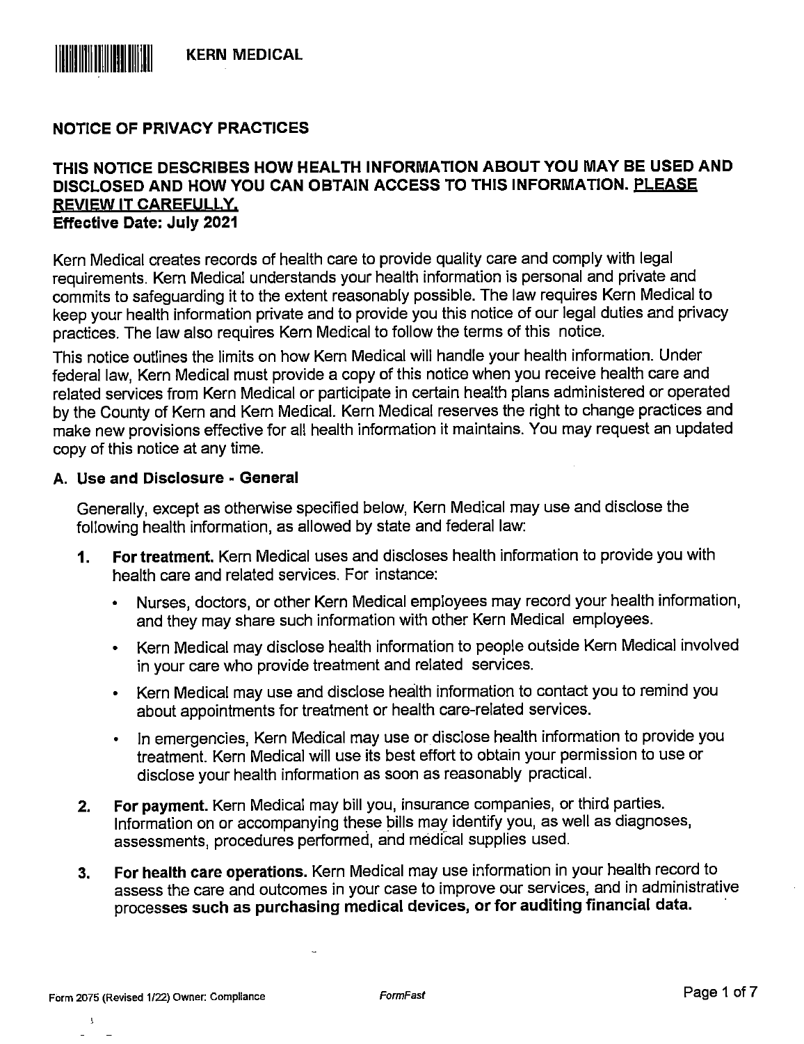KERN MEDICAL

# NOTICE OF PRIVACY PRACTICES

## THIS NOTICE DESCRIBES HOW HEALTH INFORMATION ABOUT YOU MAY BE USED AND DISCLOSED AND HOW YOU CAN OBTAIN ACCESS TO THIS INFORMATION. PLEASE REVIEW IT CAREFULLY.

**Effective Date: July 2021**

Kern Medical creates records of health care to provide quality care and comply with legal requirements. Kern Medical understands your health information is personal and private and commits to safeguarding it to the extent reasonably possible. The law requires Kern Medical to keep your health information private and to provide you this notice of our legal duties and privacy practices. The law also requires Kern Medical to follow the terms of this notice.

This notice outlines the limits on how Kern Medical will handle your health information. Under federal law, Kern Medical must provide a copy of this notice when you receive health care and related services from Kern Medical or participate in certain health plans administered or operated by the County of Kern and Kern Medical. Kern Medical reserves the right to change practices and make new provisions effective for all health information it maintains. You may request an updated copy of this notice at any time.

### A. Use and Disclosure - General

Generally, except as otherwise specified below, Kern Medical may use and disclose the following health information, as allowed by state and federal law:

1. **For treatment.** Kern Medical uses and discloses health information to provide you with health care and related services. For instance:
   - Nurses, doctors, or other Kern Medical employees may record your health information, and they may share such information with other Kern Medical employees.
   - Kern Medical may disclose health information to people outside Kern Medical involved in your care who provide treatment and related services.
   - Kern Medical may use and disclose health information to contact you to remind you about appointments for treatment or health care-related services.
   - In emergencies, Kern Medical may use or disclose health information to provide you treatment. Kern Medical will use its best effort to obtain your permission to use or disclose your health information as soon as reasonably practical.
2. **For payment.** Kern Medical may bill you, insurance companies, or third parties. Information on or accompanying these bills may identify you, as well as diagnoses, assessments, procedures performed, and medical supplies used.
3. **For health care operations.** Kern Medical may use information in your health record to assess the care and outcomes in your case to improve our services, and in administrative processes **such as purchasing medical devices, or for auditing financial data.**

Form 2075 (Revised 1/22) Owner: Compliance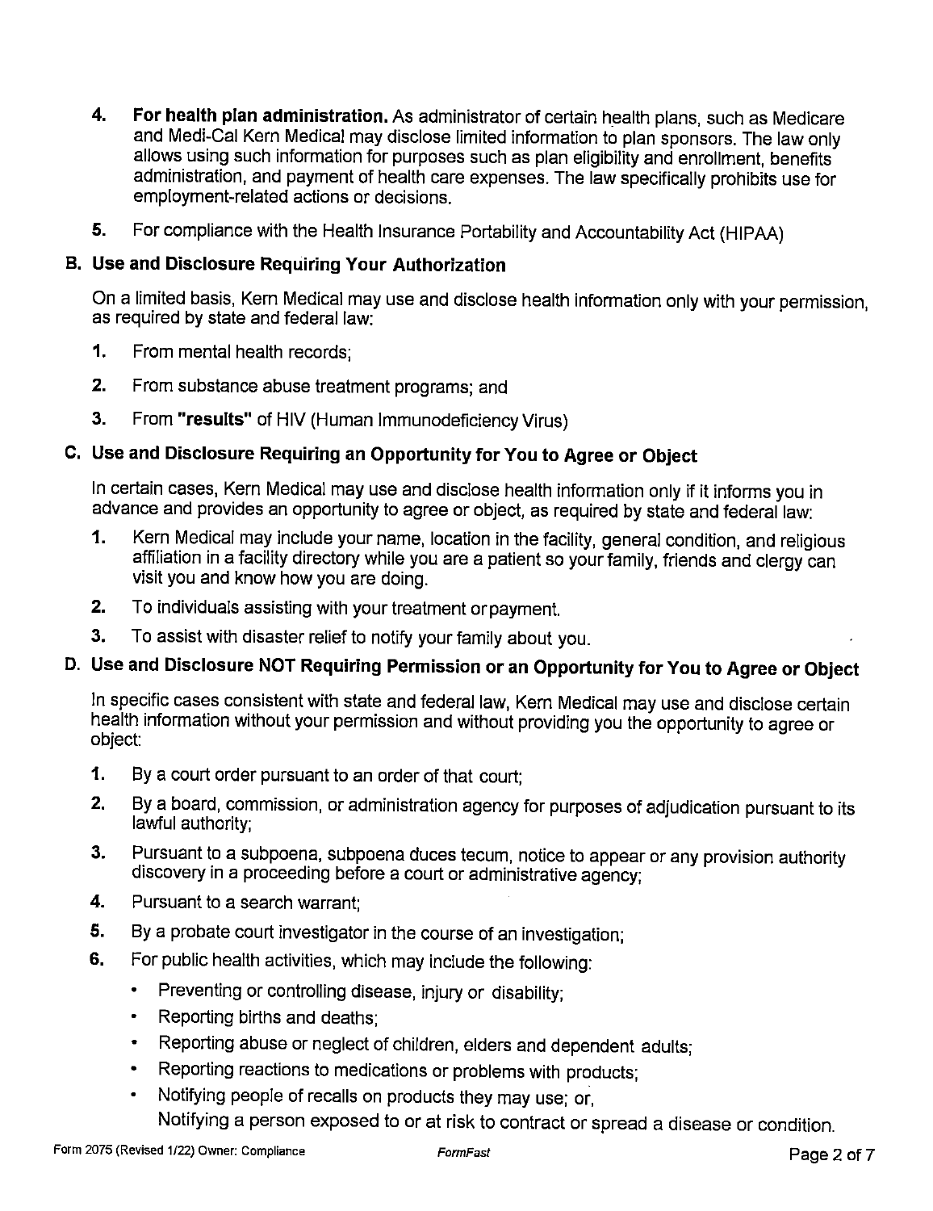4. **For health plan administration.** As administrator of certain health plans, such as Medicare and Medi-Cal Kern Medical may disclose limited information to plan sponsors. The law only allows using such information for purposes such as plan eligibility and enrollment, benefits administration, and payment of health care expenses. The law specifically prohibits use for employment-related actions or decisions.

5. For compliance with the Health Insurance Portability and Accountability Act (HIPAA)

## B. Use and Disclosure Requiring Your Authorization

On a limited basis, Kern Medical may use and disclose health information only with your permission, as required by state and federal law:

1. From mental health records;
2. From substance abuse treatment programs; and
3. From **"results"** of HIV (Human Immunodeficiency Virus)

## C. Use and Disclosure Requiring an Opportunity for You to Agree or Object

In certain cases, Kern Medical may use and disclose health information only if it informs you in advance and provides an opportunity to agree or object, as required by state and federal law:

1. Kern Medical may include your name, location in the facility, general condition, and religious affiliation in a facility directory while you are a patient so your family, friends and clergy can visit you and know how you are doing.
2. To individuals assisting with your treatment or payment.
3. To assist with disaster relief to notify your family about you.

## D. Use and Disclosure NOT Requiring Permission or an Opportunity for You to Agree or Object

In specific cases consistent with state and federal law, Kern Medical may use and disclose certain health information without your permission and without providing you the opportunity to agree or object:

1. By a court order pursuant to an order of that court;
2. By a board, commission, or administration agency for purposes of adjudication pursuant to its lawful authority;
3. Pursuant to a subpoena, subpoena duces tecum, notice to appear or any provision authority discovery in a proceeding before a court or administrative agency;
4. Pursuant to a search warrant;
5. By a probate court investigator in the course of an investigation;
6. For public health activities, which may include the following:
   - Preventing or controlling disease, injury or disability;
   - Reporting births and deaths;
   - Reporting abuse or neglect of children, elders and dependent adults;
   - Reporting reactions to medications or problems with products;
   - Notifying people of recalls on products they may use; or,
     Notifying a person exposed to or at risk to contract or spread a disease or condition.

Form 2075 (Revised 1/22) Owner: Compliance *FormFast*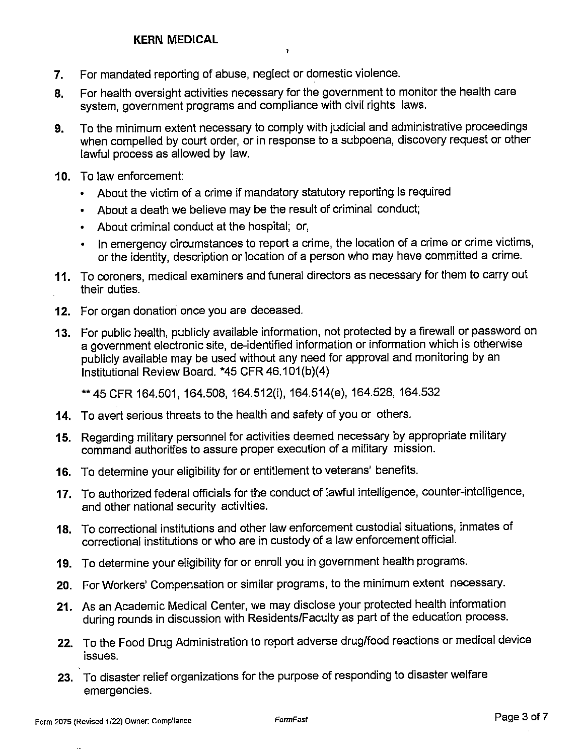**KERN MEDICAL**

7. For mandated reporting of abuse, neglect or domestic violence.
8. For health oversight activities necessary for the government to monitor the health care system, government programs and compliance with civil rights laws.
9. To the minimum extent necessary to comply with judicial and administrative proceedings when compelled by court order, or in response to a subpoena, discovery request or other lawful process as allowed by law.
10. To law enforcement:
    - About the victim of a crime if mandatory statutory reporting is required
    - About a death we believe may be the result of criminal conduct;
    - About criminal conduct at the hospital; or,
    - In emergency circumstances to report a crime, the location of a crime or crime victims, or the identity, description or location of a person who may have committed a crime.
11. To coroners, medical examiners and funeral directors as necessary for them to carry out their duties.
12. For organ donation once you are deceased.
13. For public health, publicly available information, not protected by a firewall or password on a government electronic site, de-identified information or information which is otherwise publicly available may be used without any need for approval and monitoring by an Institutional Review Board. *45 CFR 46.101(b)(4)

    ** 45 CFR 164.501, 164.508, 164.512(i), 164.514(e), 164.528, 164.532
14. To avert serious threats to the health and safety of you or others.
15. Regarding military personnel for activities deemed necessary by appropriate military command authorities to assure proper execution of a military mission.
16. To determine your eligibility for or entitlement to veterans' benefits.
17. To authorized federal officials for the conduct of lawful intelligence, counter-intelligence, and other national security activities.
18. To correctional institutions and other law enforcement custodial situations, inmates of correctional institutions or who are in custody of a law enforcement official.
19. To determine your eligibility for or enroll you in government health programs.
20. For Workers' Compensation or similar programs, to the minimum extent necessary.
21. As an Academic Medical Center, we may disclose your protected health information during rounds in discussion with Residents/Faculty as part of the education process.
22. To the Food Drug Administration to report adverse drug/food reactions or medical device issues.
23. To disaster relief organizations for the purpose of responding to disaster welfare emergencies.

Form 2075 (Revised 1/22) Owner: Compliance FormFast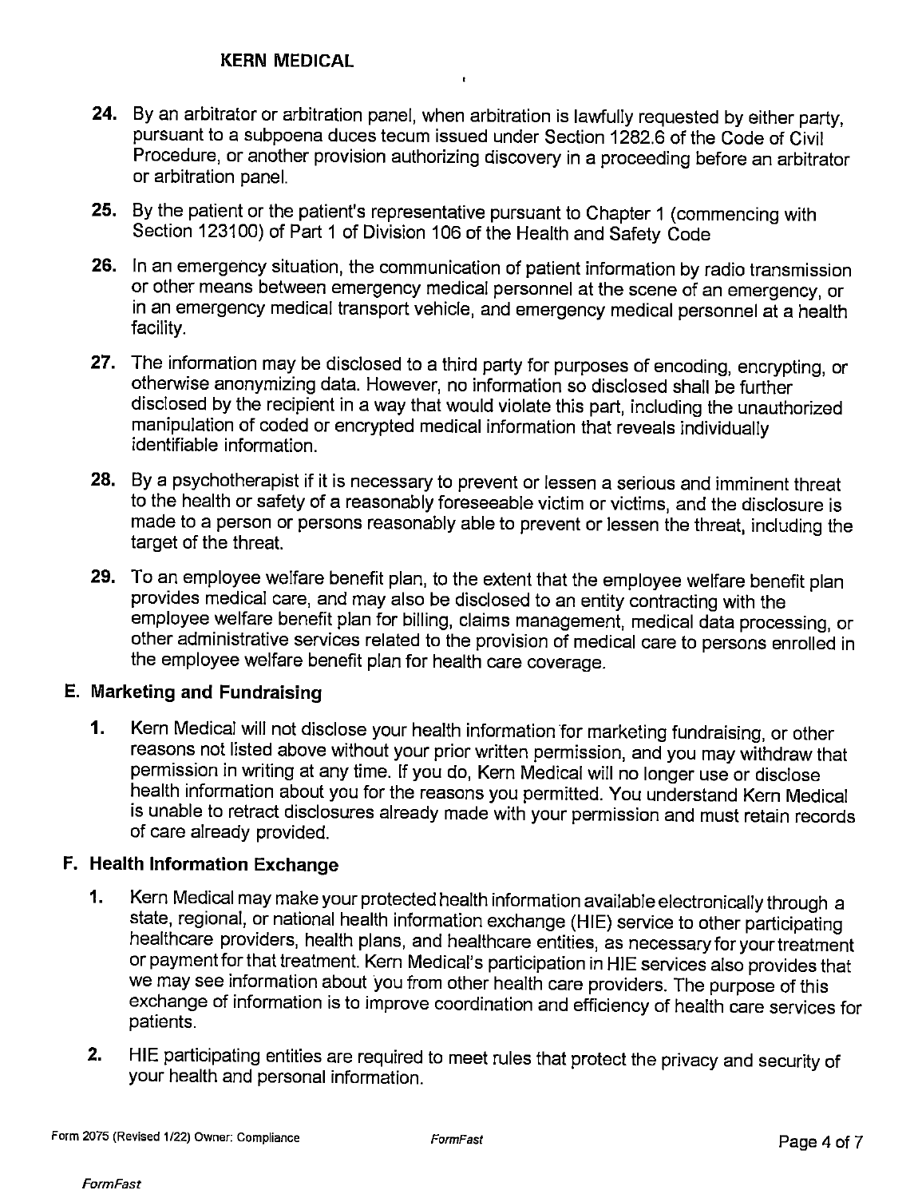24. By an arbitrator or arbitration panel, when arbitration is lawfully requested by either party, pursuant to a subpoena duces tecum issued under Section 1282.6 of the Code of Civil Procedure, or another provision authorizing discovery in a proceeding before an arbitrator or arbitration panel.

25. By the patient or the patient's representative pursuant to Chapter 1 (commencing with Section 123100) of Part 1 of Division 106 of the Health and Safety Code

26. In an emergency situation, the communication of patient information by radio transmission or other means between emergency medical personnel at the scene of an emergency, or in an emergency medical transport vehicle, and emergency medical personnel at a health facility.

27. The information may be disclosed to a third party for purposes of encoding, encrypting, or otherwise anonymizing data. However, no information so disclosed shall be further disclosed by the recipient in a way that would violate this part, including the unauthorized manipulation of coded or encrypted medical information that reveals individually identifiable information.

28. By a psychotherapist if it is necessary to prevent or lessen a serious and imminent threat to the health or safety of a reasonably foreseeable victim or victims, and the disclosure is made to a person or persons reasonably able to prevent or lessen the threat, including the target of the threat.

29. To an employee welfare benefit plan, to the extent that the employee welfare benefit plan provides medical care, and may also be disclosed to an entity contracting with the employee welfare benefit plan for billing, claims management, medical data processing, or other administrative services related to the provision of medical care to persons enrolled in the employee welfare benefit plan for health care coverage.

## E. Marketing and Fundraising

1. Kern Medical will not disclose your health information for marketing fundraising, or other reasons not listed above without your prior written permission, and you may withdraw that permission in writing at any time. If you do, Kern Medical will no longer use or disclose health information about you for the reasons you permitted. You understand Kern Medical is unable to retract disclosures already made with your permission and must retain records of care already provided.

## F. Health Information Exchange

1. Kern Medical may make your protected health information available electronically through a state, regional, or national health information exchange (HIE) service to other participating healthcare providers, health plans, and healthcare entities, as necessary for your treatment or payment for that treatment. Kern Medical's participation in HIE services also provides that we may see information about you from other health care providers. The purpose of this exchange of information is to improve coordination and efficiency of health care services for patients.

2. HIE participating entities are required to meet rules that protect the privacy and security of your health and personal information.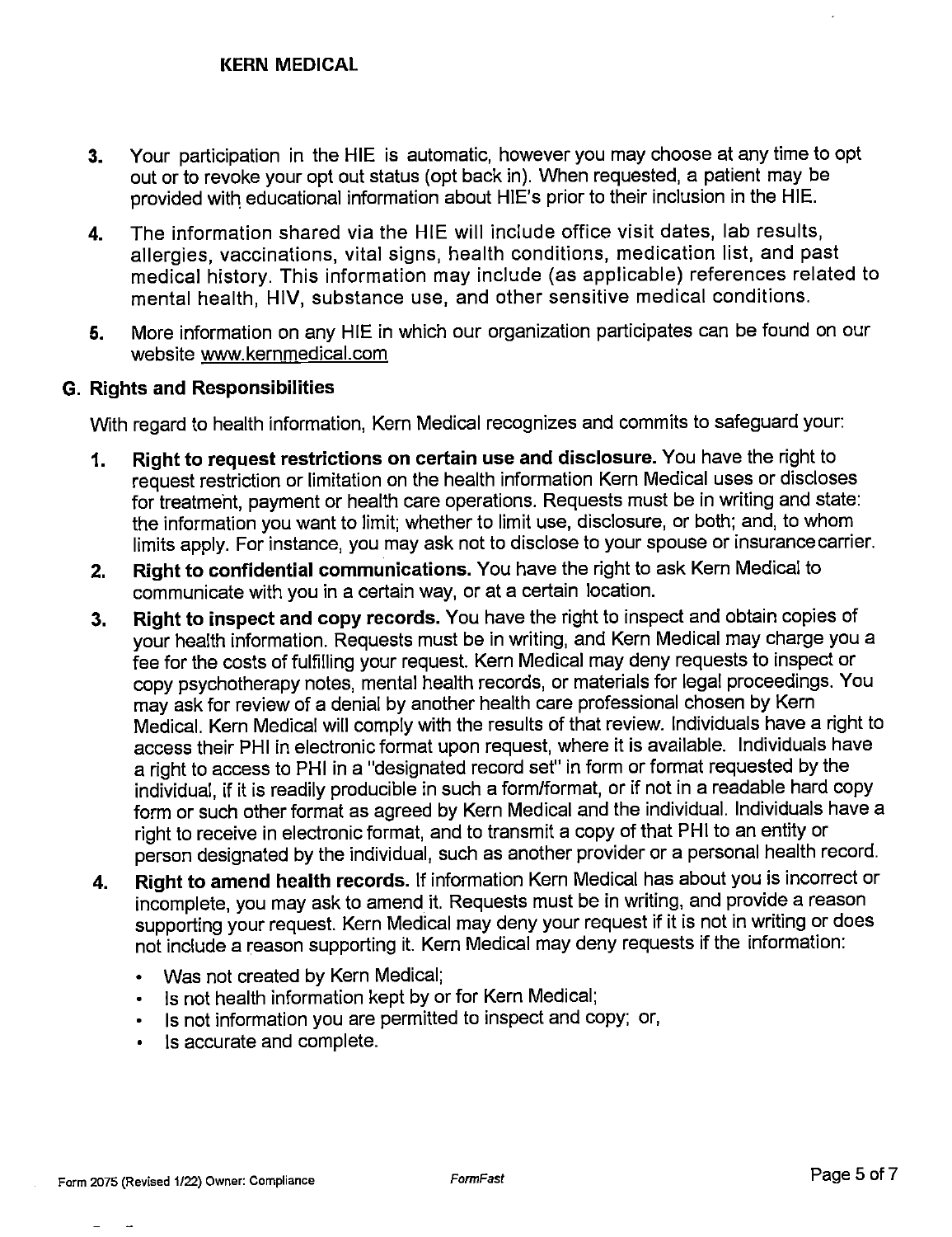3. Your participation in the HIE is automatic, however you may choose at any time to opt out or to revoke your opt out status (opt back in). When requested, a patient may be provided with educational information about HIE's prior to their inclusion in the HIE.

4. The information shared via the HIE will include office visit dates, lab results, allergies, vaccinations, vital signs, health conditions, medication list, and past medical history. This information may include (as applicable) references related to mental health, HIV, substance use, and other sensitive medical conditions.

5. More information on any HIE in which our organization participates can be found on our website www.kernmedical.com

## G. Rights and Responsibilities

With regard to health information, Kern Medical recognizes and commits to safeguard your:

1. **Right to request restrictions on certain use and disclosure.** You have the right to request restriction or limitation on the health information Kern Medical uses or discloses for treatment, payment or health care operations. Requests must be in writing and state: the information you want to limit; whether to limit use, disclosure, or both; and, to whom limits apply. For instance, you may ask not to disclose to your spouse or insurance carrier.

2. **Right to confidential communications.** You have the right to ask Kern Medical to communicate with you in a certain way, or at a certain location.

3. **Right to inspect and copy records.** You have the right to inspect and obtain copies of your health information. Requests must be in writing, and Kern Medical may charge you a fee for the costs of fulfilling your request. Kern Medical may deny requests to inspect or copy psychotherapy notes, mental health records, or materials for legal proceedings. You may ask for review of a denial by another health care professional chosen by Kern Medical. Kern Medical will comply with the results of that review. Individuals have a right to access their PHI in electronic format upon request, where it is available. Individuals have a right to access to PHI in a "designated record set" in form or format requested by the individual, if it is readily producible in such a form/format, or if not in a readable hard copy form or such other format as agreed by Kern Medical and the individual. Individuals have a right to receive in electronic format, and to transmit a copy of that PHI to an entity or person designated by the individual, such as another provider or a personal health record.

4. **Right to amend health records.** If information Kern Medical has about you is incorrect or incomplete, you may ask to amend it. Requests must be in writing, and provide a reason supporting your request. Kern Medical may deny your request if it is not in writing or does not include a reason supporting it. Kern Medical may deny requests if the information:

   - Was not created by Kern Medical;
   - Is not health information kept by or for Kern Medical;
   - Is not information you are permitted to inspect and copy; or,
   - Is accurate and complete.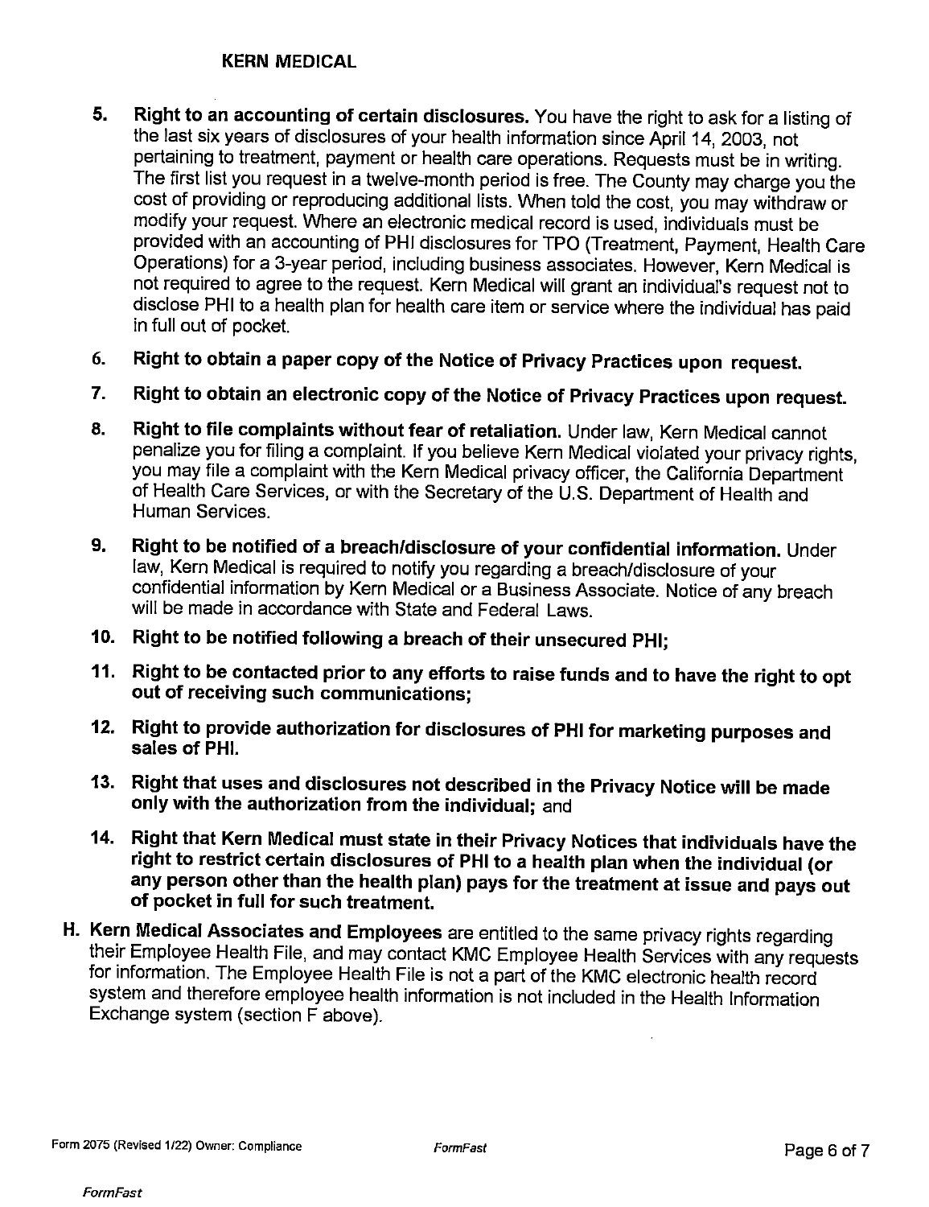**KERN MEDICAL**

5. **Right to an accounting of certain disclosures.** You have the right to ask for a listing of the last six years of disclosures of your health information since April 14, 2003, not pertaining to treatment, payment or health care operations. Requests must be in writing. The first list you request in a twelve-month period is free. The County may charge you the cost of providing or reproducing additional lists. When told the cost, you may withdraw or modify your request. Where an electronic medical record is used, individuals must be provided with an accounting of PHI disclosures for TPO (Treatment, Payment, Health Care Operations) for a 3-year period, including business associates. However, Kern Medical is not required to agree to the request. Kern Medical will grant an individual's request not to disclose PHI to a health plan for health care item or service where the individual has paid in full out of pocket.

6. **Right to obtain a paper copy of the Notice of Privacy Practices upon request.**

7. **Right to obtain an electronic copy of the Notice of Privacy Practices upon request.**

8. **Right to file complaints without fear of retaliation.** Under law, Kern Medical cannot penalize you for filing a complaint. If you believe Kern Medical violated your privacy rights, you may file a complaint with the Kern Medical privacy officer, the California Department of Health Care Services, or with the Secretary of the U.S. Department of Health and Human Services.

9. **Right to be notified of a breach/disclosure of your confidential information.** Under law, Kern Medical is required to notify you regarding a breach/disclosure of your confidential information by Kern Medical or a Business Associate. Notice of any breach will be made in accordance with State and Federal Laws.

10. **Right to be notified following a breach of their unsecured PHI;**

11. **Right to be contacted prior to any efforts to raise funds and to have the right to opt out of receiving such communications;**

12. **Right to provide authorization for disclosures of PHI for marketing purposes and sales of PHI.**

13. **Right that uses and disclosures not described in the Privacy Notice will be made only with the authorization from the individual;** and

14. **Right that Kern Medical must state in their Privacy Notices that individuals have the right to restrict certain disclosures of PHI to a health plan when the individual (or any person other than the health plan) pays for the treatment at issue and pays out of pocket in full for such treatment.**

H. **Kern Medical Associates and Employees** are entitled to the same privacy rights regarding their Employee Health File, and may contact KMC Employee Health Services with any requests for information. The Employee Health File is not a part of the KMC electronic health record system and therefore employee health information is not included in the Health Information Exchange system (section F above).

Form 2075 (Revised 1/22) Owner: Compliance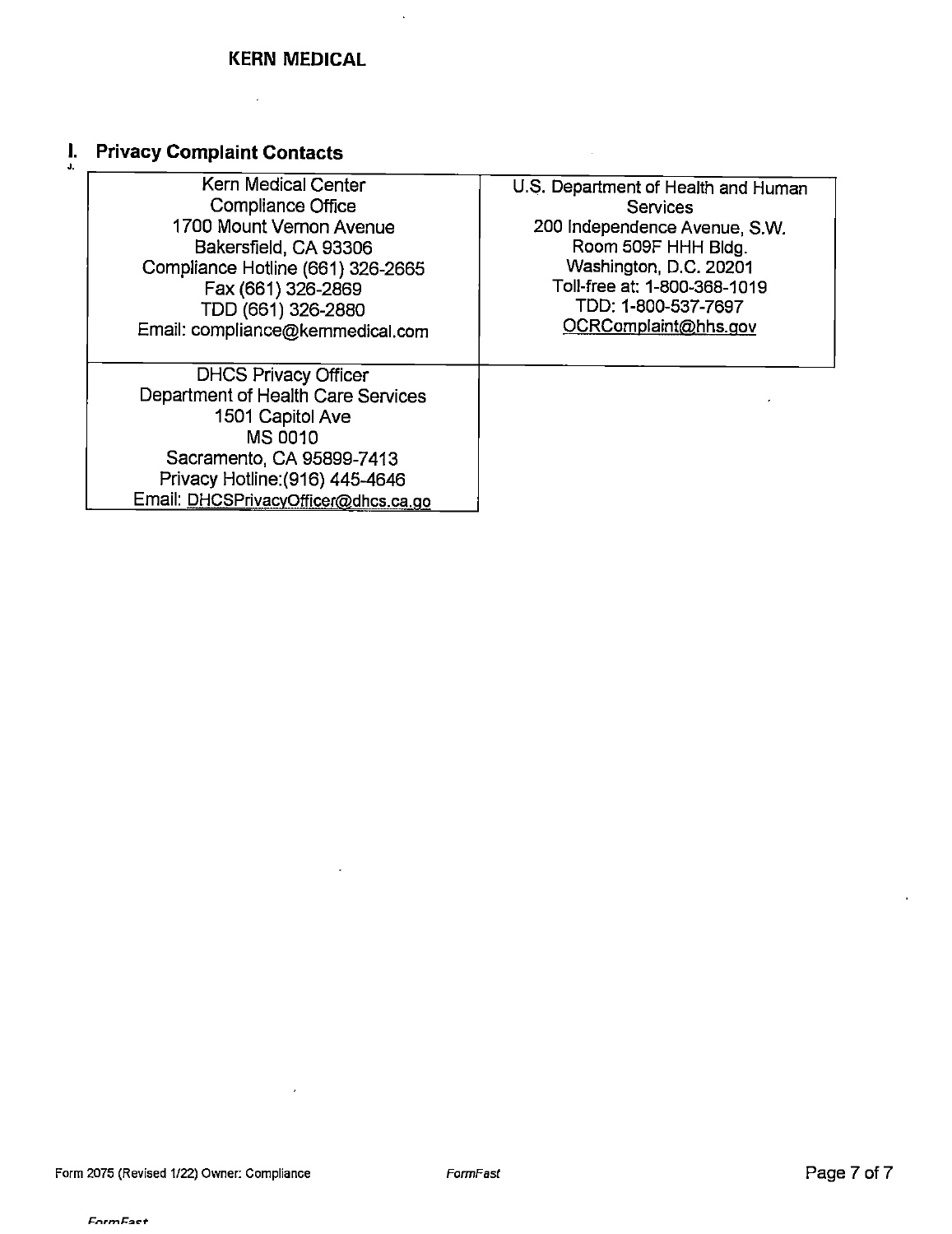## I. Privacy Complaint Contacts

| | |
|---|---|
| Kern Medical Center<br>Compliance Office<br>1700 Mount Vernon Avenue<br>Bakersfield, CA 93306<br>Compliance Hotline (661) 326-2665<br>Fax (661) 326-2869<br>TDD (661) 326-2880<br>Email: compliance@kernmedical.com | U.S. Department of Health and Human Services<br>200 Independence Avenue, S.W.<br>Room 509F HHH Bldg.<br>Washington, D.C. 20201<br>Toll-free at: 1-800-368-1019<br>TDD: 1-800-537-7697<br>OCRComplaint@hhs.gov |
| DHCS Privacy Officer<br>Department of Health Care Services<br>1501 Capitol Ave<br>MS 0010<br>Sacramento, CA 95899-7413<br>Privacy Hotline:(916) 445-4646<br>Email: DHCSPrivacyOfficer@dhcs.ca.go | |

Form 2075 (Revised 1/22) Owner: Compliance